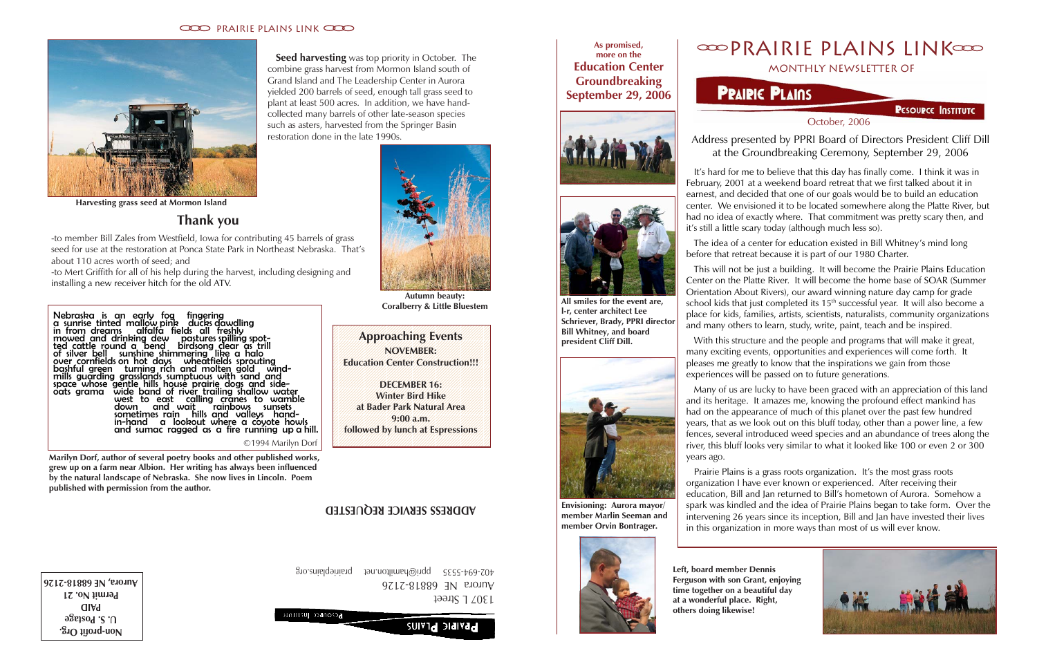# PRAIRIE PLAINS LINK

MONTHLY NEWSLETTER OF

**PRAIRIE PLAINS RESOURCE INSTITUTE**

October, 2006

**Seed harvesting** was top priority in October. The combine grass harvest from Mormon Island south of Grand Island and The Leadership Center in Aurora yielded 200 barrels of seed, enough tall grass seed to plant at least 500 acres. In addition, we have hand-collected many barrels of other late-season species such as asters, harvested from the Springer Basin restoration done in the late 1990s.

**Harvesting grass seed at Mormon Island**

## Thank you

-to member Bill Zales from Westfield, Iowa for contributing 45 barrels of grass seed for use at the restoration at Ponca State Park in Northeast Nebraska. That's about 110 acres worth of seed; and

-to Mert Griffith for all of his help during the harvest, including designing and installing a new receiver hitch for the old ATV.

**Autumn beauty: Coralberry & Little Bluestem**

Nebraska is an early fog fingering
a sunrise tinted mallow pink ducks dawdling
in from dreams alfalfa fields all freshly
mowed and drinking dew pastures spilling spot-
ted cattle round a bend birdsong clear as trill
of silver bell sunshine shimmering like a halo
over cornfields on hot days wheatfields sprouting
bashful green turning rich and molten gold wind-
mills guarding grasslands sumptuous with sand and
space whose gentle hills house prairie dogs and side-
oats grama wide band of river trailing shallow water
west to east calling cranes to wamble
down and wait rainbows sunsets
sometimes rain hills and valleys hand-
in-hand a lookout where a coyote howls
and sumac ragged as a fire running up a hill.

©1994 Marilyn Dorf

**Marilyn Dorf, author of several poetry books and other published works, grew up on a farm near Albion. Her writing has always been influenced by the natural landscape of Nebraska. She now lives in Lincoln. Poem published with permission from the author.**

### Approaching Events

**NOVEMBER:**
**Education Center Construction!!!**

**DECEMBER 16:**
**Winter Bird Hike**
**at Bader Park Natural Area**
**9:00 a.m.**
**followed by lunch at Espressions**

**ADDRESS SERVICE REQUESTED**

Prairie Plains Resource Institute
1307 L Street
Aurora NE 68818-2126
402-694-5535 ppri@hamilton.net prairieplains.org

**Non-profit Org.**
**U. S. Postage**
**PAID**
**Permit No. 21**
**Aurora, NE 68818-2126**

**As promised, more on the**

## Education Center Groundbreaking September 29, 2006

**All smiles for the event are, l-r, center architect Lee Schriever, Brady, PPRI director Bill Whitney, and board president Cliff Dill.**

**Envisioning: Aurora mayor/ member Marlin Seeman and member Orvin Bontrager.**

**Left, board member Dennis Ferguson with son Grant, enjoying time together on a beautiful day at a wonderful place. Right, others doing likewise!**

## Address presented by PPRI Board of Directors President Cliff Dill at the Groundbreaking Ceremony, September 29, 2006

It's hard for me to believe that this day has finally come. I think it was in February, 2001 at a weekend board retreat that we first talked about it in earnest, and decided that one of our goals would be to build an education center. We envisioned it to be located somewhere along the Platte River, but had no idea of exactly where. That commitment was pretty scary then, and it's still a little scary today (although much less so).

The idea of a center for education existed in Bill Whitney's mind long before that retreat because it is part of our 1980 Charter.

This will not be just a building. It will become the Prairie Plains Education Center on the Platte River. It will become the home base of SOAR (Summer Orientation About Rivers), our award winning nature day camp for grade school kids that just completed its 15th successful year. It will also become a place for kids, families, artists, scientists, naturalists, community organizations and many others to learn, study, write, paint, teach and be inspired.

With this structure and the people and programs that will make it great, many exciting events, opportunities and experiences will come forth. It pleases me greatly to know that the inspirations we gain from those experiences will be passed on to future generations.

Many of us are lucky to have been graced with an appreciation of this land and its heritage. It amazes me, knowing the profound effect mankind has had on the appearance of much of this planet over the past few hundred years, that as we look out on this bluff today, other than a power line, a few fences, several introduced weed species and an abundance of trees along the river, this bluff looks very similar to what it looked like 100 or even 2 or 300 years ago.

Prairie Plains is a grass roots organization. It's the most grass roots organization I have ever known or experienced. After receiving their education, Bill and Jan returned to Bill's hometown of Aurora. Somehow a spark was kindled and the idea of Prairie Plains began to take form. Over the intervening 26 years since its inception, Bill and Jan have invested their lives in this organization in more ways than most of us will ever know.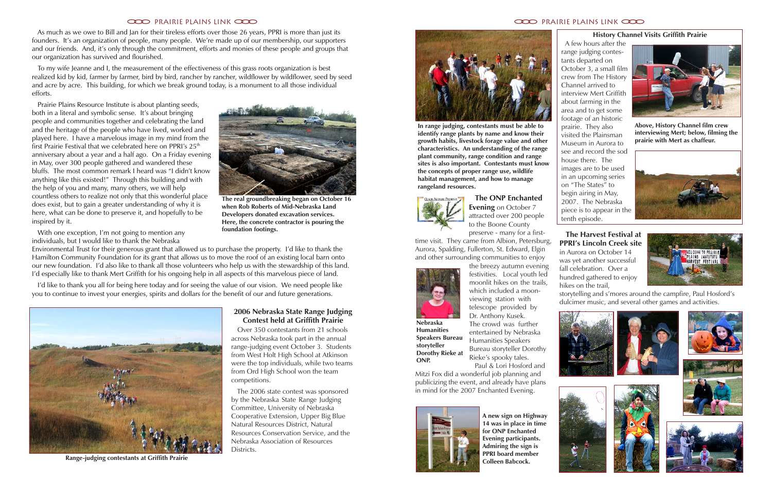As much as we owe to Bill and Jan for their tireless efforts over those 26 years, PPRI is more than just its founders. It's an organization of people, many people. We're made up of our membership, our supporters and our friends. And, it's only through the commitment, efforts and monies of these people and groups that our organization has survived and flourished.

To my wife Jeanne and I, the measurement of the effectiveness of this grass roots organization is best realized kid by kid, farmer by farmer, bird by bird, rancher by rancher, wildflower by wildflower, seed by seed and acre by acre. This building, for which we break ground today, is a monument to all those individual efforts.

Prairie Plains Resource Institute is about planting seeds, both in a literal and symbolic sense. It's about bringing people and communities together and celebrating the land and the heritage of the people who have lived, worked and played here. I have a marvelous image in my mind from the first Prairie Festival that we celebrated here on PPRI's 25th anniversary about a year and a half ago. On a Friday evening in May, over 300 people gathered and wandered these bluffs. The most common remark I heard was "I didn't know anything like this existed!" Through this building and with the help of you and many, many others, we will help countless others to realize not only that this wonderful place does exist, but to gain a greater understanding of why it is here, what can be done to preserve it, and hopefully to be inspired by it.

**The real groundbreaking began on October 16 when Rob Roberts of Mid-Nebraska Land Developers donated excavation services. Here, the concrete contractor is pouring the foundation footings.**

With one exception, I'm not going to mention any individuals, but I would like to thank the Nebraska Environmental Trust for their generous grant that allowed us to purchase the property. I'd like to thank the Hamilton Community Foundation for its grant that allows us to move the roof of an existing local barn onto our new foundation. I'd also like to thank all those volunteers who help us with the stewardship of this land. I'd especially like to thank Mert Griffith for his ongoing help in all aspects of this marvelous piece of land.

I'd like to thank you all for being here today and for seeing the value of our vision. We need people like you to continue to invest your energies, spirits and dollars for the benefit of our and future generations.

**Range-judging contestants at Griffith Prairie**

## 2006 Nebraska State Range Judging Contest held at Griffith Prairie

Over 350 contestants from 21 schools across Nebraska took part in the annual range-judging event October 3. Students from West Holt High School at Atkinson were the top individuals, while two teams from Ord High School won the team competitions.

The 2006 state contest was sponsored by the Nebraska State Range Judging Committee, University of Nebraska Cooperative Extension, Upper Big Blue Natural Resources District, Natural Resources Conservation Service, and the Nebraska Association of Resources Districts.

**In range judging, contestants must be able to identify range plants by name and know their growth habits, livestock forage value and other characteristics. An understanding of the range plant community, range condition and range sites is also important. Contestants must know the concepts of proper range use, wildlife habitat management, and how to manage rangeland resources.**

**The ONP Enchanted Evening** on October 7 attracted over 200 people to the Boone County preserve - many for a first-time visit. They came from Albion, Petersburg, Aurora, Spalding, Fullerton, St. Edward, Elgin and other surrounding communities to enjoy the breezy autumn evening festivities. Local youth led moonlit hikes on the trails, which included a moon-viewing station with telescope provided by Dr. Anthony Kusek. The crowd was further entertained by Nebraska Humanities Speakers Bureau storyteller Dorothy Rieke's spooky tales.

**Nebraska Humanities Speakers Bureau storyteller Dorothy Rieke at ONP.**

Paul & Lori Hosford and Mitzi Fox did a wonderful job planning and publicizing the event, and already have plans in mind for the 2007 Enchanted Evening.

**A new sign on Highway 14 was in place in time for ONP Enchanted Evening participants. Admiring the sign is PPRI board member Colleen Babcock.**

### History Channel Visits Griffith Prairie

A few hours after the range judging contestants departed on October 3, a small film crew from The History Channel arrived to interview Mert Griffith about farming in the area and to get some footage of an historic prairie. They also visited the Plainsman Museum in Aurora to see and record the sod house there. The images are to be used in an upcoming series on "The States" to begin airing in May, 2007. The Nebraska piece is to appear in the tenth episode.

**Above, History Channel film crew interviewing Mert; below, filming the prairie with Mert as chaffeur.**

**The Harvest Festival at PPRI's Lincoln Creek site** in Aurora on October 14 was yet another successful fall celebration. Over a hundred gathered to enjoy hikes on the trail, storytelling and s'mores around the campfire, Paul Hosford's dulcimer music, and several other games and activities.